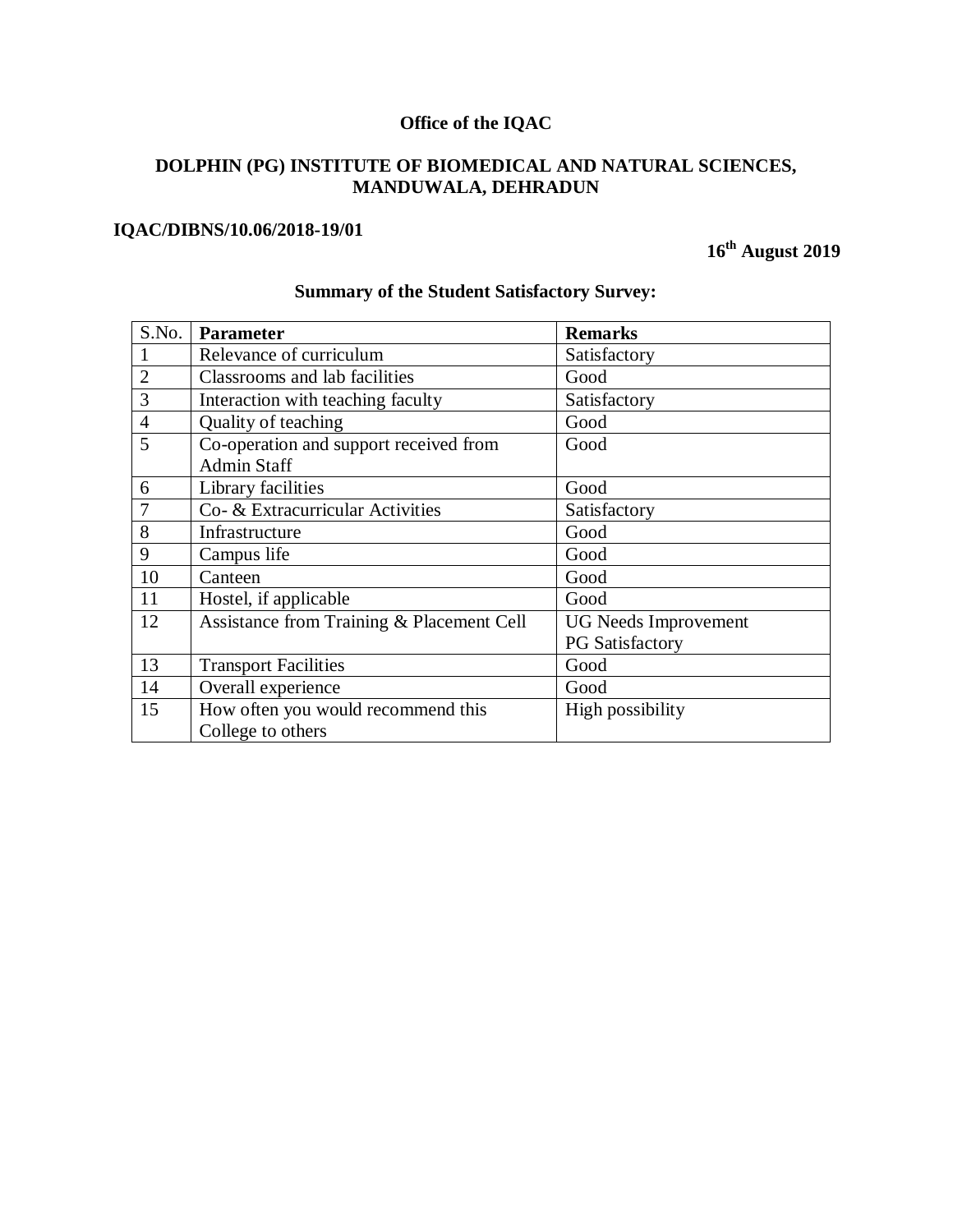**Office of the IQAC**

**DOLPHIN (PG) INSTITUTE OF BIOMEDICAL AND NATURAL SCIENCES, MANDUWALA, DEHRADUN**

**IQAC/DIBNS/10.06/2018-19/01**

**16th August 2019**

**Summary of the Student Satisfactory Survey:**

| S.No. | **Parameter** | **Remarks** |
|---|---|---|
| 1 | Relevance of curriculum | Satisfactory |
| 2 | Classrooms and lab facilities | Good |
| 3 | Interaction with teaching faculty | Satisfactory |
| 4 | Quality of teaching | Good |
| 5 | Co-operation and support received from Admin Staff | Good |
| 6 | Library facilities | Good |
| 7 | Co- & Extracurricular Activities | Satisfactory |
| 8 | Infrastructure | Good |
| 9 | Campus life | Good |
| 10 | Canteen | Good |
| 11 | Hostel, if applicable | Good |
| 12 | Assistance from Training & Placement Cell | UG Needs Improvement<br>PG Satisfactory |
| 13 | Transport Facilities | Good |
| 14 | Overall experience | Good |
| 15 | How often you would recommend this College to others | High possibility |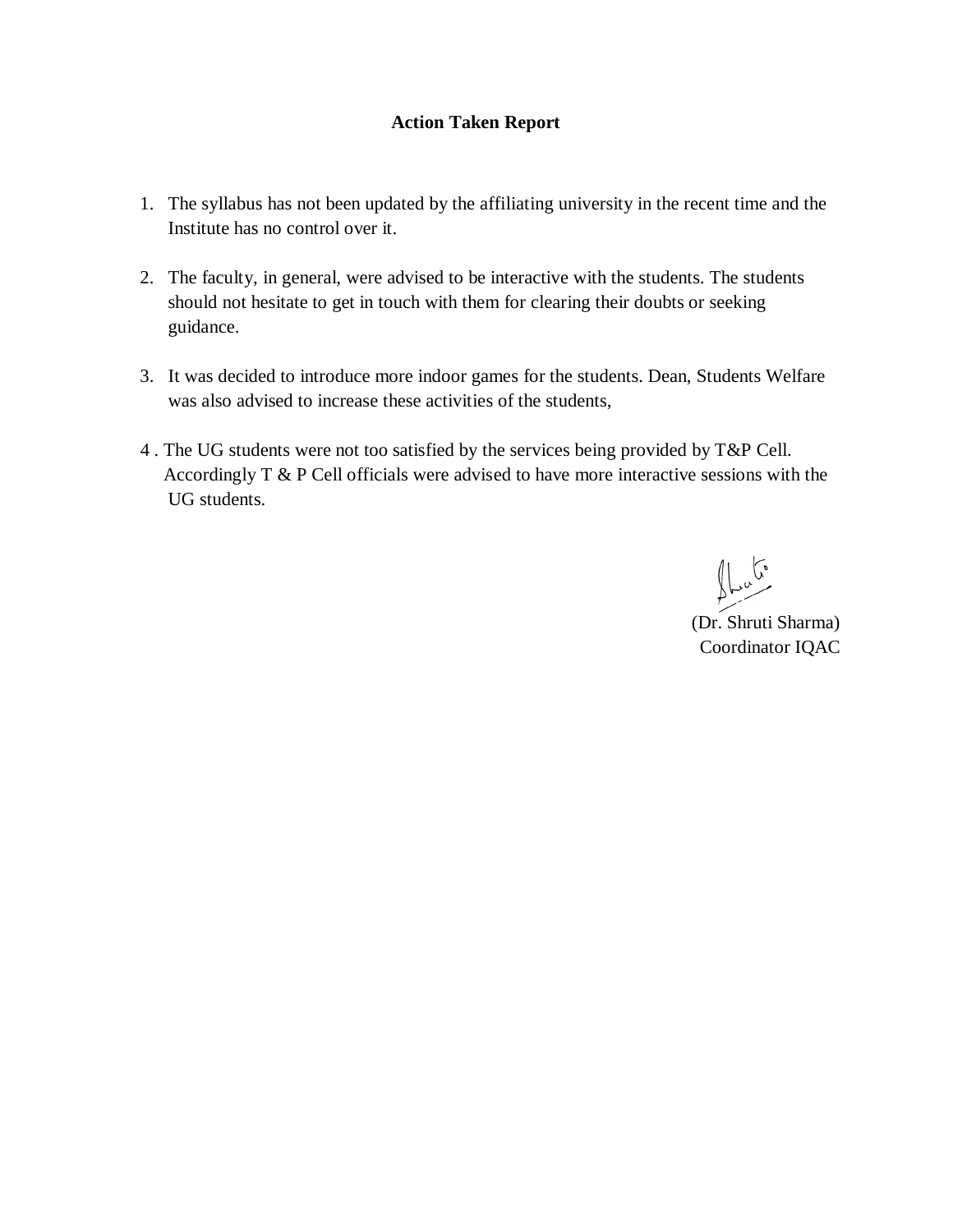**Action Taken Report**

1. The syllabus has not been updated by the affiliating university in the recent time and the Institute has no control over it.

2. The faculty, in general, were advised to be interactive with the students. The students should not hesitate to get in touch with them for clearing their doubts or seeking guidance.

3. It was decided to introduce more indoor games for the students. Dean, Students Welfare was also advised to increase these activities of the students,

4 . The UG students were not too satisfied by the services being provided by T&P Cell. Accordingly T & P Cell officials were advised to have more interactive sessions with the UG students.

(Dr. Shruti Sharma)
Coordinator IQAC